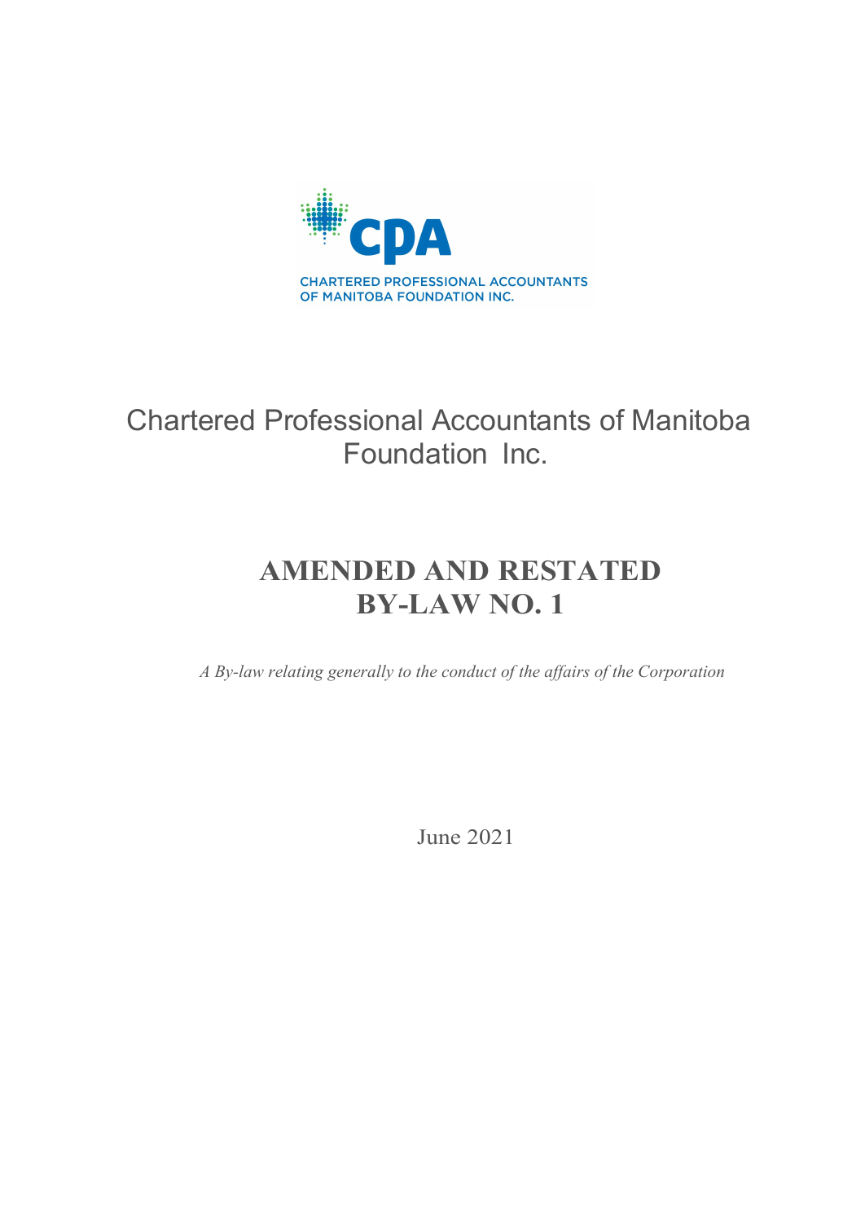CHARTERED PROFESSIONAL ACCOUNTANTS
OF MANITOBA FOUNDATION INC.

Chartered Professional Accountants of Manitoba Foundation Inc.

# AMENDED AND RESTATED BY-LAW NO. 1

*A By-law relating generally to the conduct of the affairs of the Corporation*

June 2021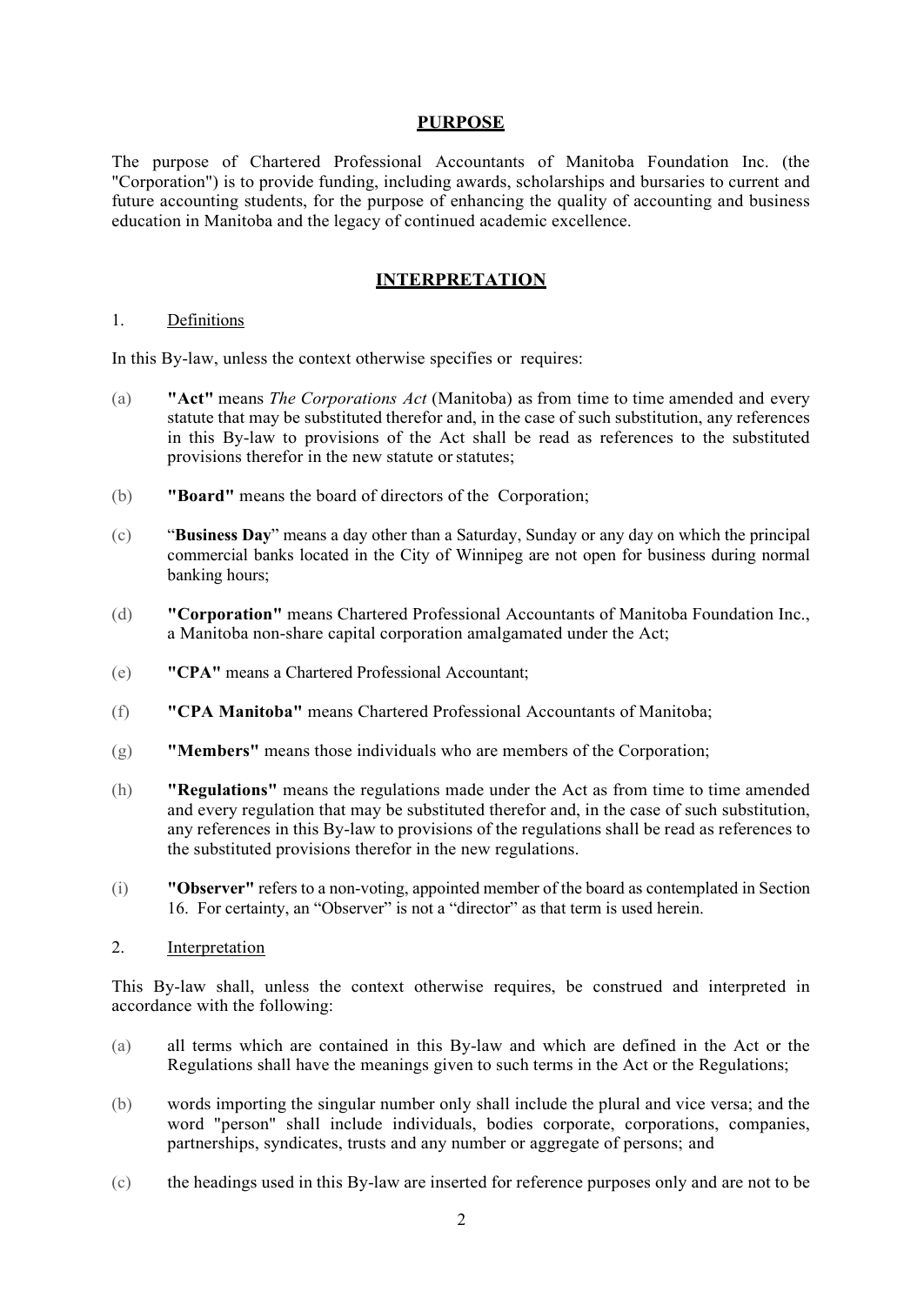## PURPOSE

The purpose of Chartered Professional Accountants of Manitoba Foundation Inc. (the "Corporation") is to provide funding, including awards, scholarships and bursaries to current and future accounting students, for the purpose of enhancing the quality of accounting and business education in Manitoba and the legacy of continued academic excellence.

## INTERPRETATION

1. Definitions

In this By-law, unless the context otherwise specifies or requires:

(a) **"Act"** means *The Corporations Act* (Manitoba) as from time to time amended and every statute that may be substituted therefor and, in the case of such substitution, any references in this By-law to provisions of the Act shall be read as references to the substituted provisions therefor in the new statute or statutes;

(b) **"Board"** means the board of directors of the Corporation;

(c) "**Business Day**" means a day other than a Saturday, Sunday or any day on which the principal commercial banks located in the City of Winnipeg are not open for business during normal banking hours;

(d) **"Corporation"** means Chartered Professional Accountants of Manitoba Foundation Inc., a Manitoba non-share capital corporation amalgamated under the Act;

(e) **"CPA"** means a Chartered Professional Accountant;

(f) **"CPA Manitoba"** means Chartered Professional Accountants of Manitoba;

(g) **"Members"** means those individuals who are members of the Corporation;

(h) **"Regulations"** means the regulations made under the Act as from time to time amended and every regulation that may be substituted therefor and, in the case of such substitution, any references in this By-law to provisions of the regulations shall be read as references to the substituted provisions therefor in the new regulations.

(i) **"Observer"** refers to a non-voting, appointed member of the board as contemplated in Section 16. For certainty, an "Observer" is not a "director" as that term is used herein.

2. Interpretation

This By-law shall, unless the context otherwise requires, be construed and interpreted in accordance with the following:

(a) all terms which are contained in this By-law and which are defined in the Act or the Regulations shall have the meanings given to such terms in the Act or the Regulations;

(b) words importing the singular number only shall include the plural and vice versa; and the word "person" shall include individuals, bodies corporate, corporations, companies, partnerships, syndicates, trusts and any number or aggregate of persons; and

(c) the headings used in this By-law are inserted for reference purposes only and are not to be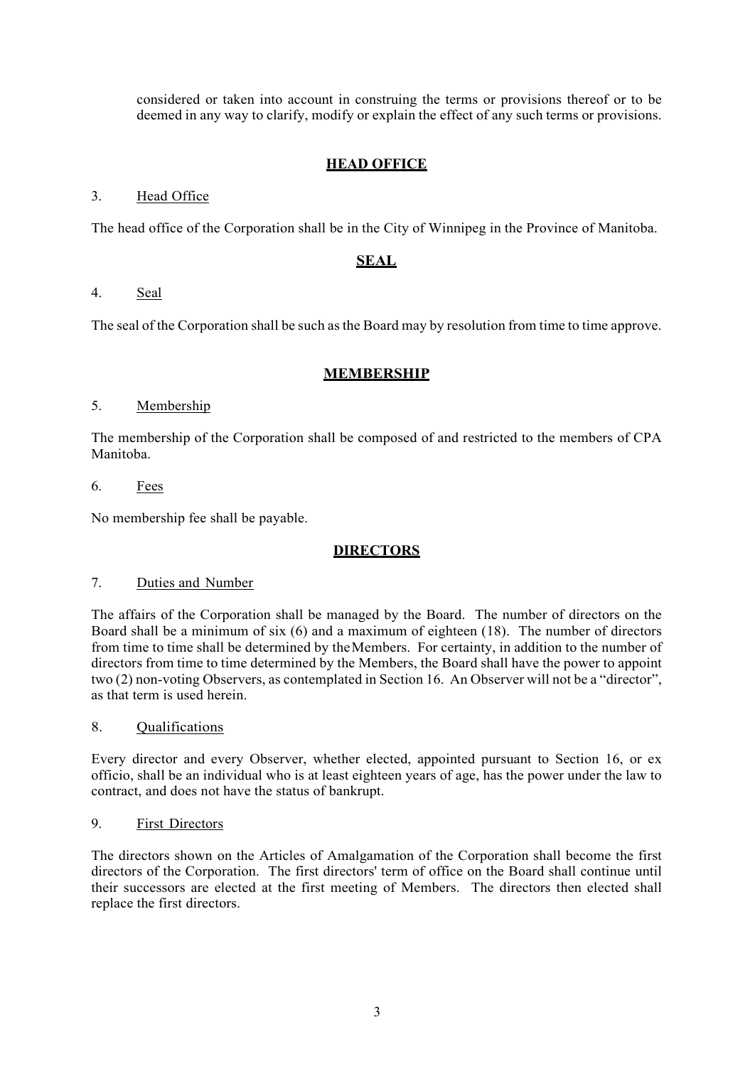considered or taken into account in construing the terms or provisions thereof or to be deemed in any way to clarify, modify or explain the effect of any such terms or provisions.

## HEAD OFFICE

### 3. Head Office

The head office of the Corporation shall be in the City of Winnipeg in the Province of Manitoba.

## SEAL

### 4. Seal

The seal of the Corporation shall be such as the Board may by resolution from time to time approve.

## MEMBERSHIP

### 5. Membership

The membership of the Corporation shall be composed of and restricted to the members of CPA Manitoba.

### 6. Fees

No membership fee shall be payable.

## DIRECTORS

### 7. Duties and Number

The affairs of the Corporation shall be managed by the Board. The number of directors on the Board shall be a minimum of six (6) and a maximum of eighteen (18). The number of directors from time to time shall be determined by the Members. For certainty, in addition to the number of directors from time to time determined by the Members, the Board shall have the power to appoint two (2) non-voting Observers, as contemplated in Section 16. An Observer will not be a "director", as that term is used herein.

### 8. Qualifications

Every director and every Observer, whether elected, appointed pursuant to Section 16, or ex officio, shall be an individual who is at least eighteen years of age, has the power under the law to contract, and does not have the status of bankrupt.

### 9. First Directors

The directors shown on the Articles of Amalgamation of the Corporation shall become the first directors of the Corporation. The first directors' term of office on the Board shall continue until their successors are elected at the first meeting of Members. The directors then elected shall replace the first directors.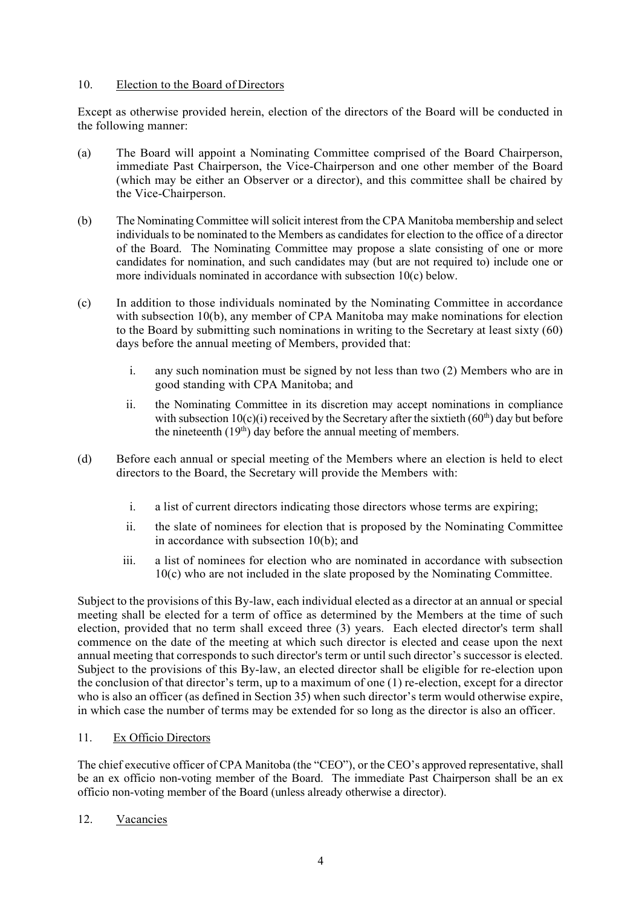## 10. Election to the Board of Directors

Except as otherwise provided herein, election of the directors of the Board will be conducted in the following manner:

(a) The Board will appoint a Nominating Committee comprised of the Board Chairperson, immediate Past Chairperson, the Vice-Chairperson and one other member of the Board (which may be either an Observer or a director), and this committee shall be chaired by the Vice-Chairperson.

(b) The Nominating Committee will solicit interest from the CPA Manitoba membership and select individuals to be nominated to the Members as candidates for election to the office of a director of the Board. The Nominating Committee may propose a slate consisting of one or more candidates for nomination, and such candidates may (but are not required to) include one or more individuals nominated in accordance with subsection 10(c) below.

(c) In addition to those individuals nominated by the Nominating Committee in accordance with subsection 10(b), any member of CPA Manitoba may make nominations for election to the Board by submitting such nominations in writing to the Secretary at least sixty (60) days before the annual meeting of Members, provided that:

   i. any such nomination must be signed by not less than two (2) Members who are in good standing with CPA Manitoba; and

   ii. the Nominating Committee in its discretion may accept nominations in compliance with subsection 10(c)(i) received by the Secretary after the sixtieth (60th) day but before the nineteenth (19th) day before the annual meeting of members.

(d) Before each annual or special meeting of the Members where an election is held to elect directors to the Board, the Secretary will provide the Members with:

   i. a list of current directors indicating those directors whose terms are expiring;

   ii. the slate of nominees for election that is proposed by the Nominating Committee in accordance with subsection 10(b); and

   iii. a list of nominees for election who are nominated in accordance with subsection 10(c) who are not included in the slate proposed by the Nominating Committee.

Subject to the provisions of this By-law, each individual elected as a director at an annual or special meeting shall be elected for a term of office as determined by the Members at the time of such election, provided that no term shall exceed three (3) years. Each elected director's term shall commence on the date of the meeting at which such director is elected and cease upon the next annual meeting that corresponds to such director's term or until such director's successor is elected. Subject to the provisions of this By-law, an elected director shall be eligible for re-election upon the conclusion of that director's term, up to a maximum of one (1) re-election, except for a director who is also an officer (as defined in Section 35) when such director's term would otherwise expire, in which case the number of terms may be extended for so long as the director is also an officer.

## 11. Ex Officio Directors

The chief executive officer of CPA Manitoba (the "CEO"), or the CEO's approved representative, shall be an ex officio non-voting member of the Board. The immediate Past Chairperson shall be an ex officio non-voting member of the Board (unless already otherwise a director).

## 12. Vacancies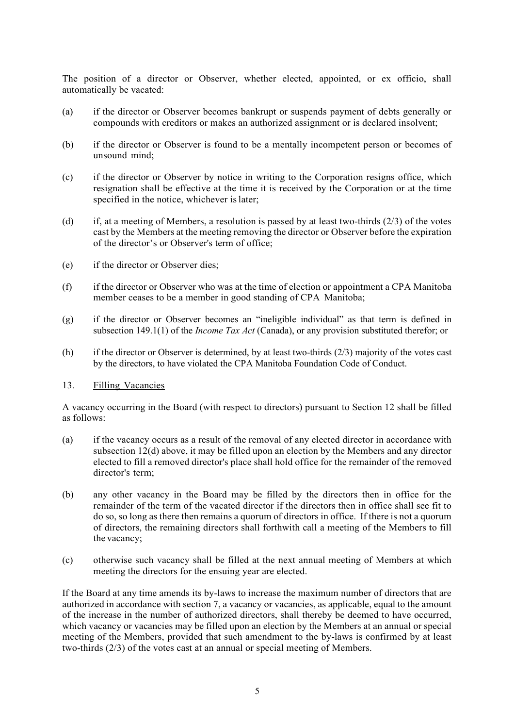The position of a director or Observer, whether elected, appointed, or ex officio, shall automatically be vacated:

(a) if the director or Observer becomes bankrupt or suspends payment of debts generally or compounds with creditors or makes an authorized assignment or is declared insolvent;

(b) if the director or Observer is found to be a mentally incompetent person or becomes of unsound mind;

(c) if the director or Observer by notice in writing to the Corporation resigns office, which resignation shall be effective at the time it is received by the Corporation or at the time specified in the notice, whichever is later;

(d) if, at a meeting of Members, a resolution is passed by at least two-thirds (2/3) of the votes cast by the Members at the meeting removing the director or Observer before the expiration of the director's or Observer's term of office;

(e) if the director or Observer dies;

(f) if the director or Observer who was at the time of election or appointment a CPA Manitoba member ceases to be a member in good standing of CPA Manitoba;

(g) if the director or Observer becomes an "ineligible individual" as that term is defined in subsection 149.1(1) of the *Income Tax Act* (Canada), or any provision substituted therefor; or

(h) if the director or Observer is determined, by at least two-thirds (2/3) majority of the votes cast by the directors, to have violated the CPA Manitoba Foundation Code of Conduct.

13. Filling Vacancies

A vacancy occurring in the Board (with respect to directors) pursuant to Section 12 shall be filled as follows:

(a) if the vacancy occurs as a result of the removal of any elected director in accordance with subsection 12(d) above, it may be filled upon an election by the Members and any director elected to fill a removed director's place shall hold office for the remainder of the removed director's term;

(b) any other vacancy in the Board may be filled by the directors then in office for the remainder of the term of the vacated director if the directors then in office shall see fit to do so, so long as there then remains a quorum of directors in office. If there is not a quorum of directors, the remaining directors shall forthwith call a meeting of the Members to fill the vacancy;

(c) otherwise such vacancy shall be filled at the next annual meeting of Members at which meeting the directors for the ensuing year are elected.

If the Board at any time amends its by-laws to increase the maximum number of directors that are authorized in accordance with section 7, a vacancy or vacancies, as applicable, equal to the amount of the increase in the number of authorized directors, shall thereby be deemed to have occurred, which vacancy or vacancies may be filled upon an election by the Members at an annual or special meeting of the Members, provided that such amendment to the by-laws is confirmed by at least two-thirds (2/3) of the votes cast at an annual or special meeting of Members.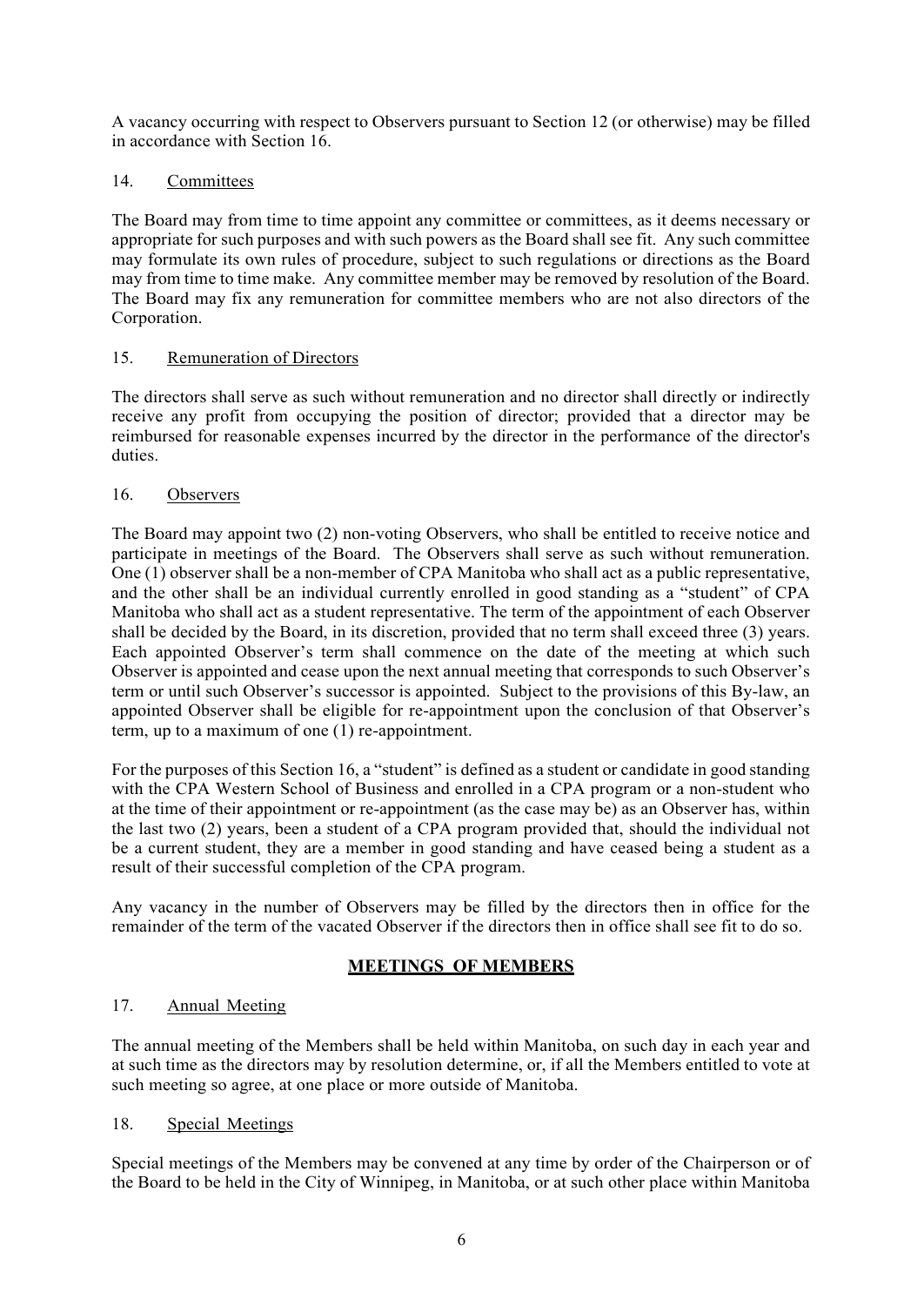A vacancy occurring with respect to Observers pursuant to Section 12 (or otherwise) may be filled in accordance with Section 16.

14. Committees

The Board may from time to time appoint any committee or committees, as it deems necessary or appropriate for such purposes and with such powers as the Board shall see fit. Any such committee may formulate its own rules of procedure, subject to such regulations or directions as the Board may from time to time make. Any committee member may be removed by resolution of the Board. The Board may fix any remuneration for committee members who are not also directors of the Corporation.

15. Remuneration of Directors

The directors shall serve as such without remuneration and no director shall directly or indirectly receive any profit from occupying the position of director; provided that a director may be reimbursed for reasonable expenses incurred by the director in the performance of the director's duties.

16. Observers

The Board may appoint two (2) non-voting Observers, who shall be entitled to receive notice and participate in meetings of the Board. The Observers shall serve as such without remuneration. One (1) observer shall be a non-member of CPA Manitoba who shall act as a public representative, and the other shall be an individual currently enrolled in good standing as a "student" of CPA Manitoba who shall act as a student representative. The term of the appointment of each Observer shall be decided by the Board, in its discretion, provided that no term shall exceed three (3) years. Each appointed Observer's term shall commence on the date of the meeting at which such Observer is appointed and cease upon the next annual meeting that corresponds to such Observer's term or until such Observer's successor is appointed. Subject to the provisions of this By-law, an appointed Observer shall be eligible for re-appointment upon the conclusion of that Observer's term, up to a maximum of one (1) re-appointment.

For the purposes of this Section 16, a "student" is defined as a student or candidate in good standing with the CPA Western School of Business and enrolled in a CPA program or a non-student who at the time of their appointment or re-appointment (as the case may be) as an Observer has, within the last two (2) years, been a student of a CPA program provided that, should the individual not be a current student, they are a member in good standing and have ceased being a student as a result of their successful completion of the CPA program.

Any vacancy in the number of Observers may be filled by the directors then in office for the remainder of the term of the vacated Observer if the directors then in office shall see fit to do so.

## MEETINGS OF MEMBERS

17. Annual Meeting

The annual meeting of the Members shall be held within Manitoba, on such day in each year and at such time as the directors may by resolution determine, or, if all the Members entitled to vote at such meeting so agree, at one place or more outside of Manitoba.

18. Special Meetings

Special meetings of the Members may be convened at any time by order of the Chairperson or of the Board to be held in the City of Winnipeg, in Manitoba, or at such other place within Manitoba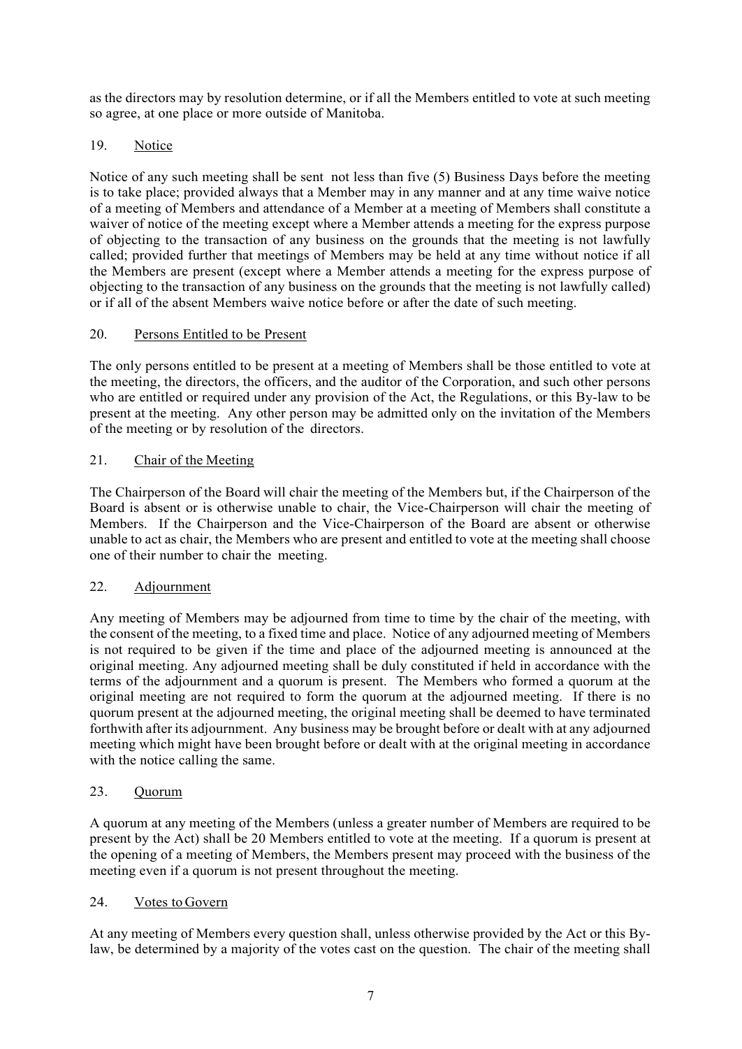as the directors may by resolution determine, or if all the Members entitled to vote at such meeting so agree, at one place or more outside of Manitoba.

## 19. Notice

Notice of any such meeting shall be sent not less than five (5) Business Days before the meeting is to take place; provided always that a Member may in any manner and at any time waive notice of a meeting of Members and attendance of a Member at a meeting of Members shall constitute a waiver of notice of the meeting except where a Member attends a meeting for the express purpose of objecting to the transaction of any business on the grounds that the meeting is not lawfully called; provided further that meetings of Members may be held at any time without notice if all the Members are present (except where a Member attends a meeting for the express purpose of objecting to the transaction of any business on the grounds that the meeting is not lawfully called) or if all of the absent Members waive notice before or after the date of such meeting.

## 20. Persons Entitled to be Present

The only persons entitled to be present at a meeting of Members shall be those entitled to vote at the meeting, the directors, the officers, and the auditor of the Corporation, and such other persons who are entitled or required under any provision of the Act, the Regulations, or this By-law to be present at the meeting. Any other person may be admitted only on the invitation of the Members of the meeting or by resolution of the directors.

## 21. Chair of the Meeting

The Chairperson of the Board will chair the meeting of the Members but, if the Chairperson of the Board is absent or is otherwise unable to chair, the Vice-Chairperson will chair the meeting of Members. If the Chairperson and the Vice-Chairperson of the Board are absent or otherwise unable to act as chair, the Members who are present and entitled to vote at the meeting shall choose one of their number to chair the meeting.

## 22. Adjournment

Any meeting of Members may be adjourned from time to time by the chair of the meeting, with the consent of the meeting, to a fixed time and place. Notice of any adjourned meeting of Members is not required to be given if the time and place of the adjourned meeting is announced at the original meeting. Any adjourned meeting shall be duly constituted if held in accordance with the terms of the adjournment and a quorum is present. The Members who formed a quorum at the original meeting are not required to form the quorum at the adjourned meeting. If there is no quorum present at the adjourned meeting, the original meeting shall be deemed to have terminated forthwith after its adjournment. Any business may be brought before or dealt with at any adjourned meeting which might have been brought before or dealt with at the original meeting in accordance with the notice calling the same.

## 23. Quorum

A quorum at any meeting of the Members (unless a greater number of Members are required to be present by the Act) shall be 20 Members entitled to vote at the meeting. If a quorum is present at the opening of a meeting of Members, the Members present may proceed with the business of the meeting even if a quorum is not present throughout the meeting.

## 24. Votes to Govern

At any meeting of Members every question shall, unless otherwise provided by the Act or this By-law, be determined by a majority of the votes cast on the question. The chair of the meeting shall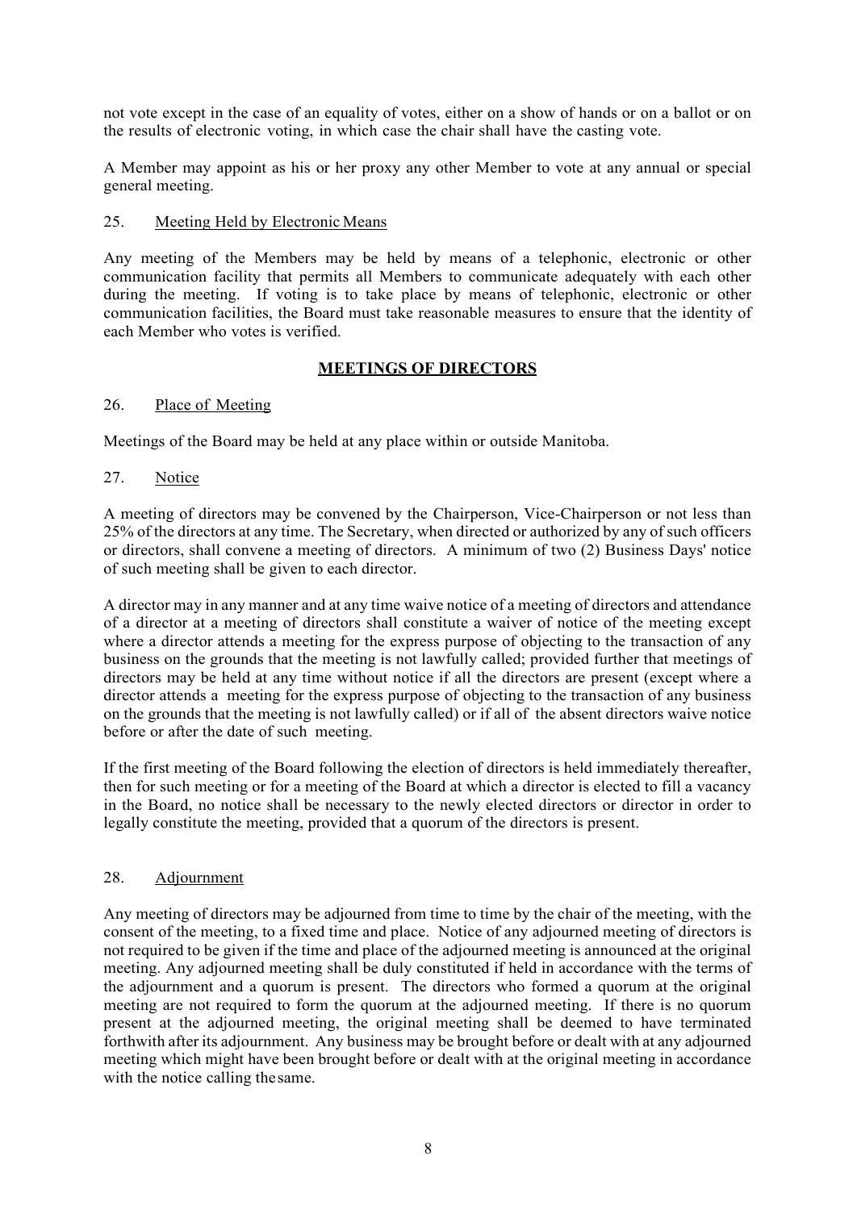not vote except in the case of an equality of votes, either on a show of hands or on a ballot or on the results of electronic voting, in which case the chair shall have the casting vote.

A Member may appoint as his or her proxy any other Member to vote at any annual or special general meeting.

25. Meeting Held by Electronic Means

Any meeting of the Members may be held by means of a telephonic, electronic or other communication facility that permits all Members to communicate adequately with each other during the meeting. If voting is to take place by means of telephonic, electronic or other communication facilities, the Board must take reasonable measures to ensure that the identity of each Member who votes is verified.

## MEETINGS OF DIRECTORS

26. Place of Meeting

Meetings of the Board may be held at any place within or outside Manitoba.

27. Notice

A meeting of directors may be convened by the Chairperson, Vice-Chairperson or not less than 25% of the directors at any time. The Secretary, when directed or authorized by any of such officers or directors, shall convene a meeting of directors. A minimum of two (2) Business Days' notice of such meeting shall be given to each director.

A director may in any manner and at any time waive notice of a meeting of directors and attendance of a director at a meeting of directors shall constitute a waiver of notice of the meeting except where a director attends a meeting for the express purpose of objecting to the transaction of any business on the grounds that the meeting is not lawfully called; provided further that meetings of directors may be held at any time without notice if all the directors are present (except where a director attends a meeting for the express purpose of objecting to the transaction of any business on the grounds that the meeting is not lawfully called) or if all of the absent directors waive notice before or after the date of such meeting.

If the first meeting of the Board following the election of directors is held immediately thereafter, then for such meeting or for a meeting of the Board at which a director is elected to fill a vacancy in the Board, no notice shall be necessary to the newly elected directors or director in order to legally constitute the meeting, provided that a quorum of the directors is present.

28. Adjournment

Any meeting of directors may be adjourned from time to time by the chair of the meeting, with the consent of the meeting, to a fixed time and place. Notice of any adjourned meeting of directors is not required to be given if the time and place of the adjourned meeting is announced at the original meeting. Any adjourned meeting shall be duly constituted if held in accordance with the terms of the adjournment and a quorum is present. The directors who formed a quorum at the original meeting are not required to form the quorum at the adjourned meeting. If there is no quorum present at the adjourned meeting, the original meeting shall be deemed to have terminated forthwith after its adjournment. Any business may be brought before or dealt with at any adjourned meeting which might have been brought before or dealt with at the original meeting in accordance with the notice calling the same.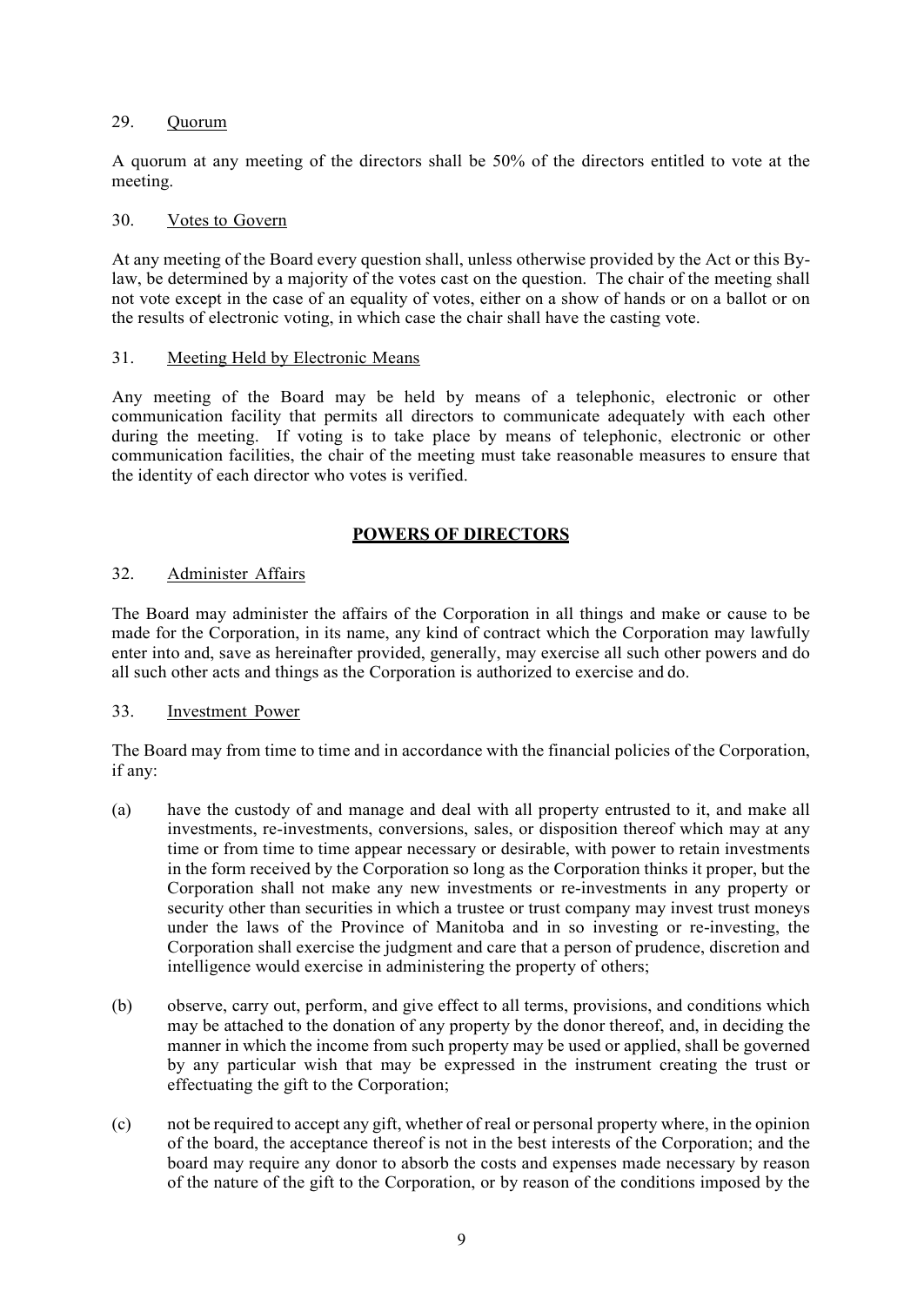29. <u>Quorum</u>

A quorum at any meeting of the directors shall be 50% of the directors entitled to vote at the meeting.

30. <u>Votes to Govern</u>

At any meeting of the Board every question shall, unless otherwise provided by the Act or this By-law, be determined by a majority of the votes cast on the question. The chair of the meeting shall not vote except in the case of an equality of votes, either on a show of hands or on a ballot or on the results of electronic voting, in which case the chair shall have the casting vote.

31. <u>Meeting Held by Electronic Means</u>

Any meeting of the Board may be held by means of a telephonic, electronic or other communication facility that permits all directors to communicate adequately with each other during the meeting. If voting is to take place by means of telephonic, electronic or other communication facilities, the chair of the meeting must take reasonable measures to ensure that the identity of each director who votes is verified.

## POWERS OF DIRECTORS

32. <u>Administer Affairs</u>

The Board may administer the affairs of the Corporation in all things and make or cause to be made for the Corporation, in its name, any kind of contract which the Corporation may lawfully enter into and, save as hereinafter provided, generally, may exercise all such other powers and do all such other acts and things as the Corporation is authorized to exercise and do.

33. <u>Investment Power</u>

The Board may from time to time and in accordance with the financial policies of the Corporation, if any:

(a) have the custody of and manage and deal with all property entrusted to it, and make all investments, re-investments, conversions, sales, or disposition thereof which may at any time or from time to time appear necessary or desirable, with power to retain investments in the form received by the Corporation so long as the Corporation thinks it proper, but the Corporation shall not make any new investments or re-investments in any property or security other than securities in which a trustee or trust company may invest trust moneys under the laws of the Province of Manitoba and in so investing or re-investing, the Corporation shall exercise the judgment and care that a person of prudence, discretion and intelligence would exercise in administering the property of others;

(b) observe, carry out, perform, and give effect to all terms, provisions, and conditions which may be attached to the donation of any property by the donor thereof, and, in deciding the manner in which the income from such property may be used or applied, shall be governed by any particular wish that may be expressed in the instrument creating the trust or effectuating the gift to the Corporation;

(c) not be required to accept any gift, whether of real or personal property where, in the opinion of the board, the acceptance thereof is not in the best interests of the Corporation; and the board may require any donor to absorb the costs and expenses made necessary by reason of the nature of the gift to the Corporation, or by reason of the conditions imposed by the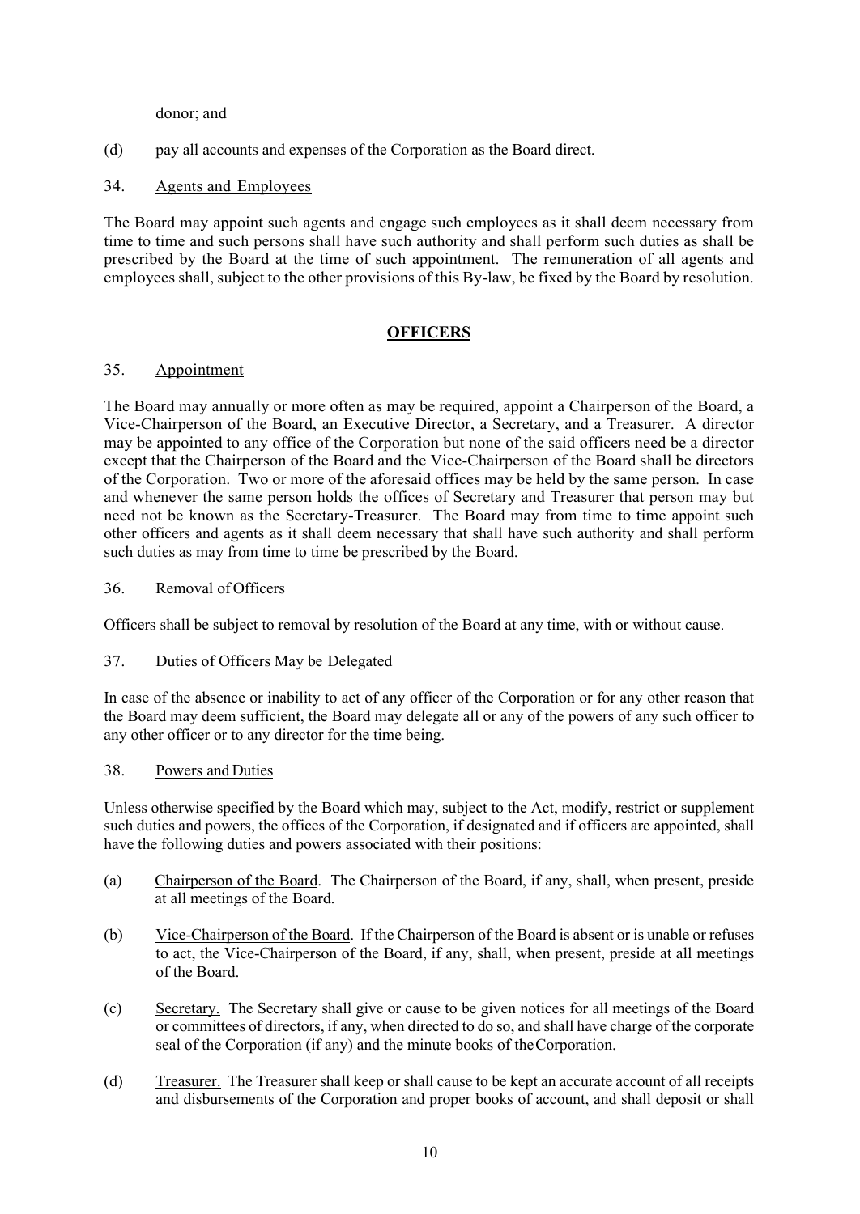donor; and

(d) pay all accounts and expenses of the Corporation as the Board direct.

34. <u>Agents and Employees</u>

The Board may appoint such agents and engage such employees as it shall deem necessary from time to time and such persons shall have such authority and shall perform such duties as shall be prescribed by the Board at the time of such appointment. The remuneration of all agents and employees shall, subject to the other provisions of this By-law, be fixed by the Board by resolution.

## **<u>OFFICERS</u>**

35. <u>Appointment</u>

The Board may annually or more often as may be required, appoint a Chairperson of the Board, a Vice-Chairperson of the Board, an Executive Director, a Secretary, and a Treasurer. A director may be appointed to any office of the Corporation but none of the said officers need be a director except that the Chairperson of the Board and the Vice-Chairperson of the Board shall be directors of the Corporation. Two or more of the aforesaid offices may be held by the same person. In case and whenever the same person holds the offices of Secretary and Treasurer that person may but need not be known as the Secretary-Treasurer. The Board may from time to time appoint such other officers and agents as it shall deem necessary that shall have such authority and shall perform such duties as may from time to time be prescribed by the Board.

36. <u>Removal of Officers</u>

Officers shall be subject to removal by resolution of the Board at any time, with or without cause.

37. <u>Duties of Officers May be Delegated</u>

In case of the absence or inability to act of any officer of the Corporation or for any other reason that the Board may deem sufficient, the Board may delegate all or any of the powers of any such officer to any other officer or to any director for the time being.

38. <u>Powers and Duties</u>

Unless otherwise specified by the Board which may, subject to the Act, modify, restrict or supplement such duties and powers, the offices of the Corporation, if designated and if officers are appointed, shall have the following duties and powers associated with their positions:

(a) <u>Chairperson of the Board</u>. The Chairperson of the Board, if any, shall, when present, preside at all meetings of the Board.

(b) <u>Vice-Chairperson of the Board</u>. If the Chairperson of the Board is absent or is unable or refuses to act, the Vice-Chairperson of the Board, if any, shall, when present, preside at all meetings of the Board.

(c) <u>Secretary.</u> The Secretary shall give or cause to be given notices for all meetings of the Board or committees of directors, if any, when directed to do so, and shall have charge of the corporate seal of the Corporation (if any) and the minute books of the Corporation.

(d) <u>Treasurer.</u> The Treasurer shall keep or shall cause to be kept an accurate account of all receipts and disbursements of the Corporation and proper books of account, and shall deposit or shall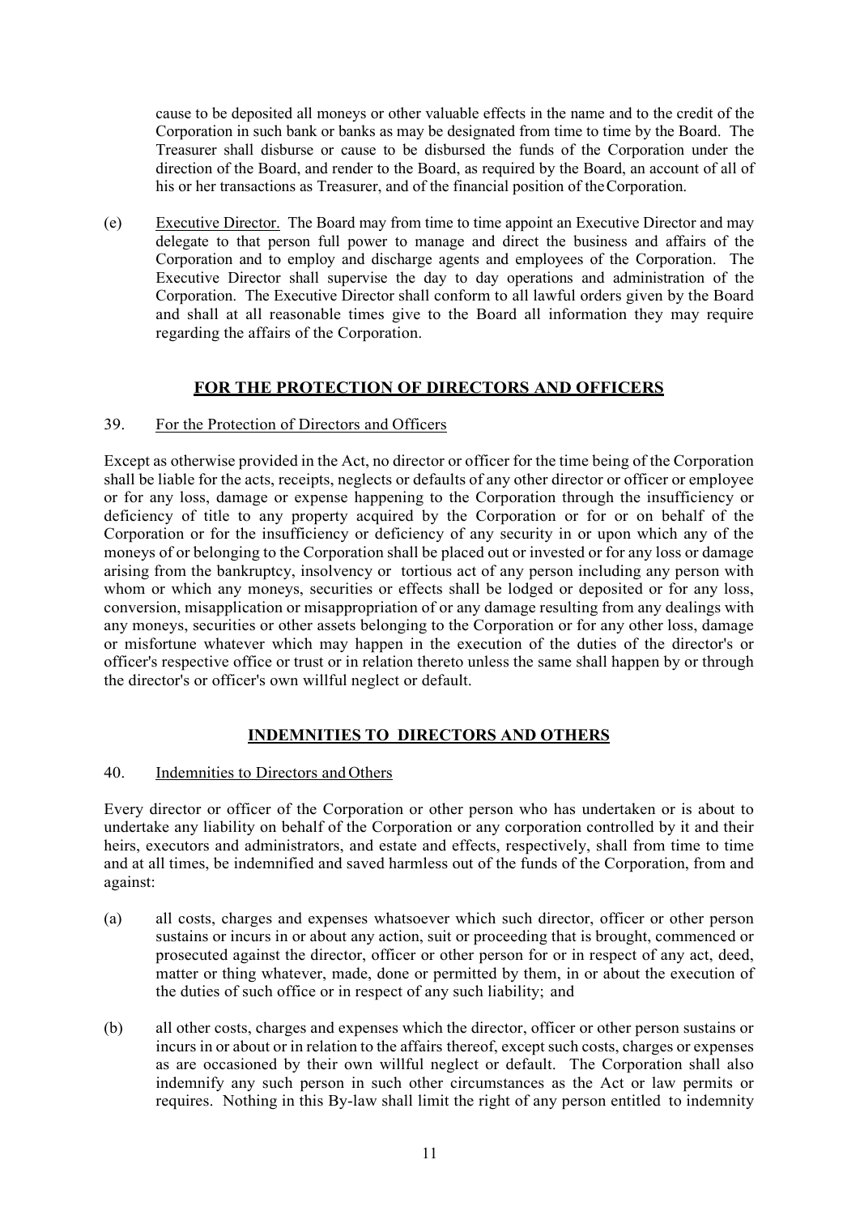cause to be deposited all moneys or other valuable effects in the name and to the credit of the Corporation in such bank or banks as may be designated from time to time by the Board. The Treasurer shall disburse or cause to be disbursed the funds of the Corporation under the direction of the Board, and render to the Board, as required by the Board, an account of all of his or her transactions as Treasurer, and of the financial position of the Corporation.

(e) Executive Director. The Board may from time to time appoint an Executive Director and may delegate to that person full power to manage and direct the business and affairs of the Corporation and to employ and discharge agents and employees of the Corporation. The Executive Director shall supervise the day to day operations and administration of the Corporation. The Executive Director shall conform to all lawful orders given by the Board and shall at all reasonable times give to the Board all information they may require regarding the affairs of the Corporation.

## FOR THE PROTECTION OF DIRECTORS AND OFFICERS

39. For the Protection of Directors and Officers

Except as otherwise provided in the Act, no director or officer for the time being of the Corporation shall be liable for the acts, receipts, neglects or defaults of any other director or officer or employee or for any loss, damage or expense happening to the Corporation through the insufficiency or deficiency of title to any property acquired by the Corporation or for or on behalf of the Corporation or for the insufficiency or deficiency of any security in or upon which any of the moneys of or belonging to the Corporation shall be placed out or invested or for any loss or damage arising from the bankruptcy, insolvency or tortious act of any person including any person with whom or which any moneys, securities or effects shall be lodged or deposited or for any loss, conversion, misapplication or misappropriation of or any damage resulting from any dealings with any moneys, securities or other assets belonging to the Corporation or for any other loss, damage or misfortune whatever which may happen in the execution of the duties of the director's or officer's respective office or trust or in relation thereto unless the same shall happen by or through the director's or officer's own willful neglect or default.

## INDEMNITIES TO DIRECTORS AND OTHERS

40. Indemnities to Directors and Others

Every director or officer of the Corporation or other person who has undertaken or is about to undertake any liability on behalf of the Corporation or any corporation controlled by it and their heirs, executors and administrators, and estate and effects, respectively, shall from time to time and at all times, be indemnified and saved harmless out of the funds of the Corporation, from and against:

(a) all costs, charges and expenses whatsoever which such director, officer or other person sustains or incurs in or about any action, suit or proceeding that is brought, commenced or prosecuted against the director, officer or other person for or in respect of any act, deed, matter or thing whatever, made, done or permitted by them, in or about the execution of the duties of such office or in respect of any such liability; and

(b) all other costs, charges and expenses which the director, officer or other person sustains or incurs in or about or in relation to the affairs thereof, except such costs, charges or expenses as are occasioned by their own willful neglect or default. The Corporation shall also indemnify any such person in such other circumstances as the Act or law permits or requires. Nothing in this By-law shall limit the right of any person entitled to indemnity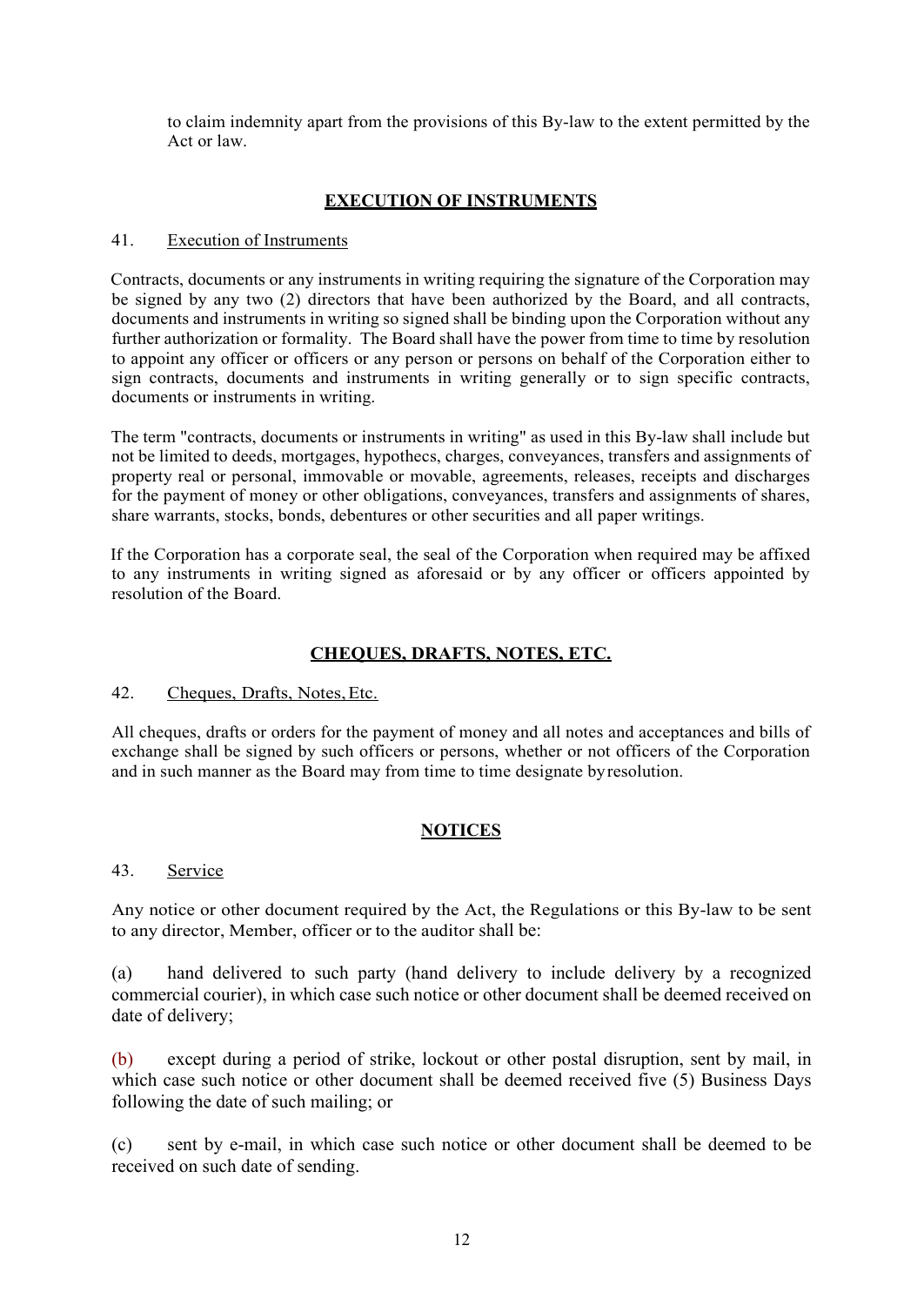to claim indemnity apart from the provisions of this By-law to the extent permitted by the Act or law.

## EXECUTION OF INSTRUMENTS

41. Execution of Instruments

Contracts, documents or any instruments in writing requiring the signature of the Corporation may be signed by any two (2) directors that have been authorized by the Board, and all contracts, documents and instruments in writing so signed shall be binding upon the Corporation without any further authorization or formality. The Board shall have the power from time to time by resolution to appoint any officer or officers or any person or persons on behalf of the Corporation either to sign contracts, documents and instruments in writing generally or to sign specific contracts, documents or instruments in writing.

The term "contracts, documents or instruments in writing" as used in this By-law shall include but not be limited to deeds, mortgages, hypothecs, charges, conveyances, transfers and assignments of property real or personal, immovable or movable, agreements, releases, receipts and discharges for the payment of money or other obligations, conveyances, transfers and assignments of shares, share warrants, stocks, bonds, debentures or other securities and all paper writings.

If the Corporation has a corporate seal, the seal of the Corporation when required may be affixed to any instruments in writing signed as aforesaid or by any officer or officers appointed by resolution of the Board.

## CHEQUES, DRAFTS, NOTES, ETC.

42. Cheques, Drafts, Notes, Etc.

All cheques, drafts or orders for the payment of money and all notes and acceptances and bills of exchange shall be signed by such officers or persons, whether or not officers of the Corporation and in such manner as the Board may from time to time designate by resolution.

## NOTICES

43. Service

Any notice or other document required by the Act, the Regulations or this By-law to be sent to any director, Member, officer or to the auditor shall be:

(a) hand delivered to such party (hand delivery to include delivery by a recognized commercial courier), in which case such notice or other document shall be deemed received on date of delivery;

(b) except during a period of strike, lockout or other postal disruption, sent by mail, in which case such notice or other document shall be deemed received five (5) Business Days following the date of such mailing; or

(c) sent by e-mail, in which case such notice or other document shall be deemed to be received on such date of sending.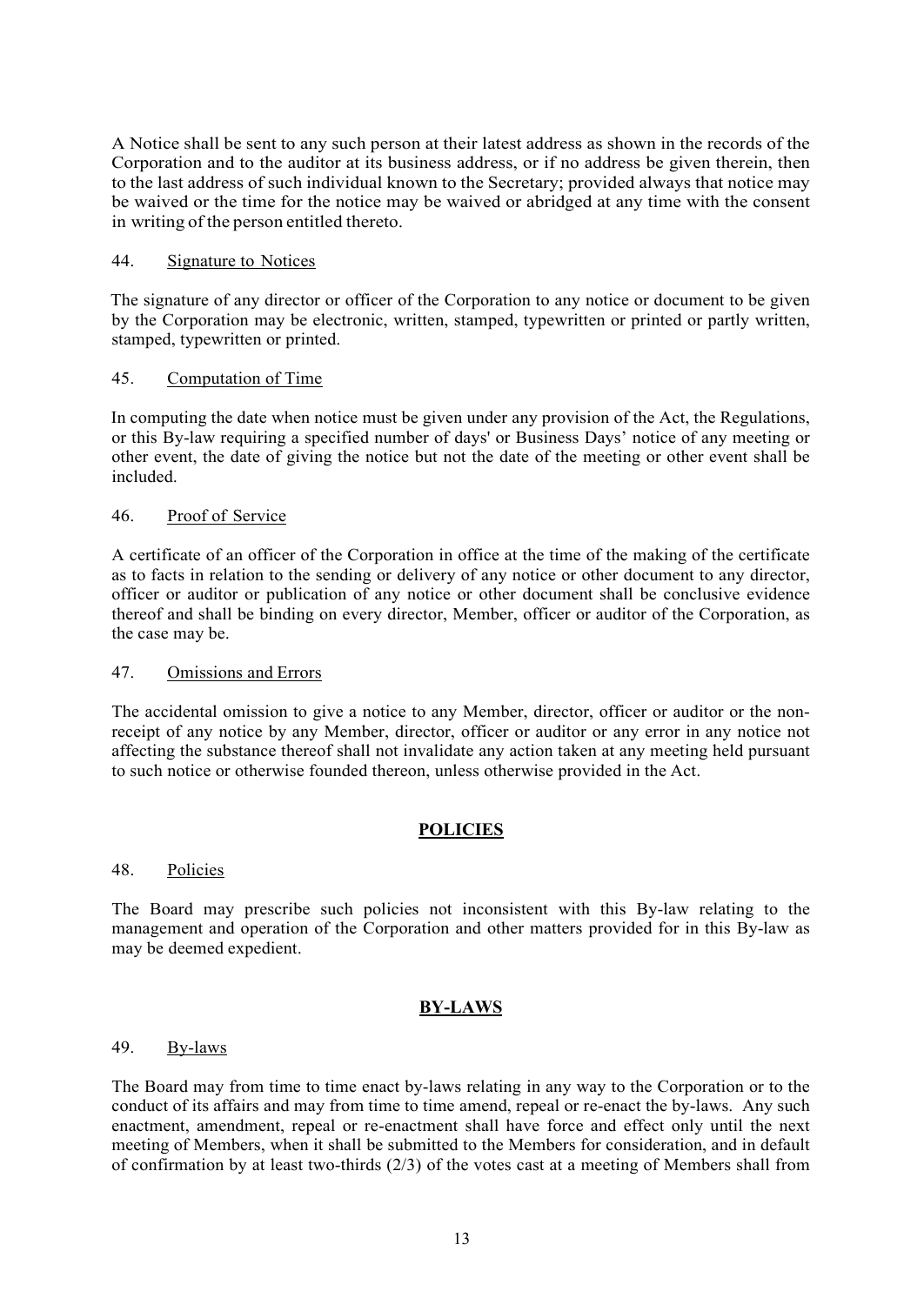A Notice shall be sent to any such person at their latest address as shown in the records of the Corporation and to the auditor at its business address, or if no address be given therein, then to the last address of such individual known to the Secretary; provided always that notice may be waived or the time for the notice may be waived or abridged at any time with the consent in writing of the person entitled thereto.

44. Signature to Notices

The signature of any director or officer of the Corporation to any notice or document to be given by the Corporation may be electronic, written, stamped, typewritten or printed or partly written, stamped, typewritten or printed.

45. Computation of Time

In computing the date when notice must be given under any provision of the Act, the Regulations, or this By-law requiring a specified number of days' or Business Days' notice of any meeting or other event, the date of giving the notice but not the date of the meeting or other event shall be included.

46. Proof of Service

A certificate of an officer of the Corporation in office at the time of the making of the certificate as to facts in relation to the sending or delivery of any notice or other document to any director, officer or auditor or publication of any notice or other document shall be conclusive evidence thereof and shall be binding on every director, Member, officer or auditor of the Corporation, as the case may be.

47. Omissions and Errors

The accidental omission to give a notice to any Member, director, officer or auditor or the non-receipt of any notice by any Member, director, officer or auditor or any error in any notice not affecting the substance thereof shall not invalidate any action taken at any meeting held pursuant to such notice or otherwise founded thereon, unless otherwise provided in the Act.

## POLICIES

48. Policies

The Board may prescribe such policies not inconsistent with this By-law relating to the management and operation of the Corporation and other matters provided for in this By-law as may be deemed expedient.

## BY-LAWS

49. By-laws

The Board may from time to time enact by-laws relating in any way to the Corporation or to the conduct of its affairs and may from time to time amend, repeal or re-enact the by-laws. Any such enactment, amendment, repeal or re-enactment shall have force and effect only until the next meeting of Members, when it shall be submitted to the Members for consideration, and in default of confirmation by at least two-thirds (2/3) of the votes cast at a meeting of Members shall from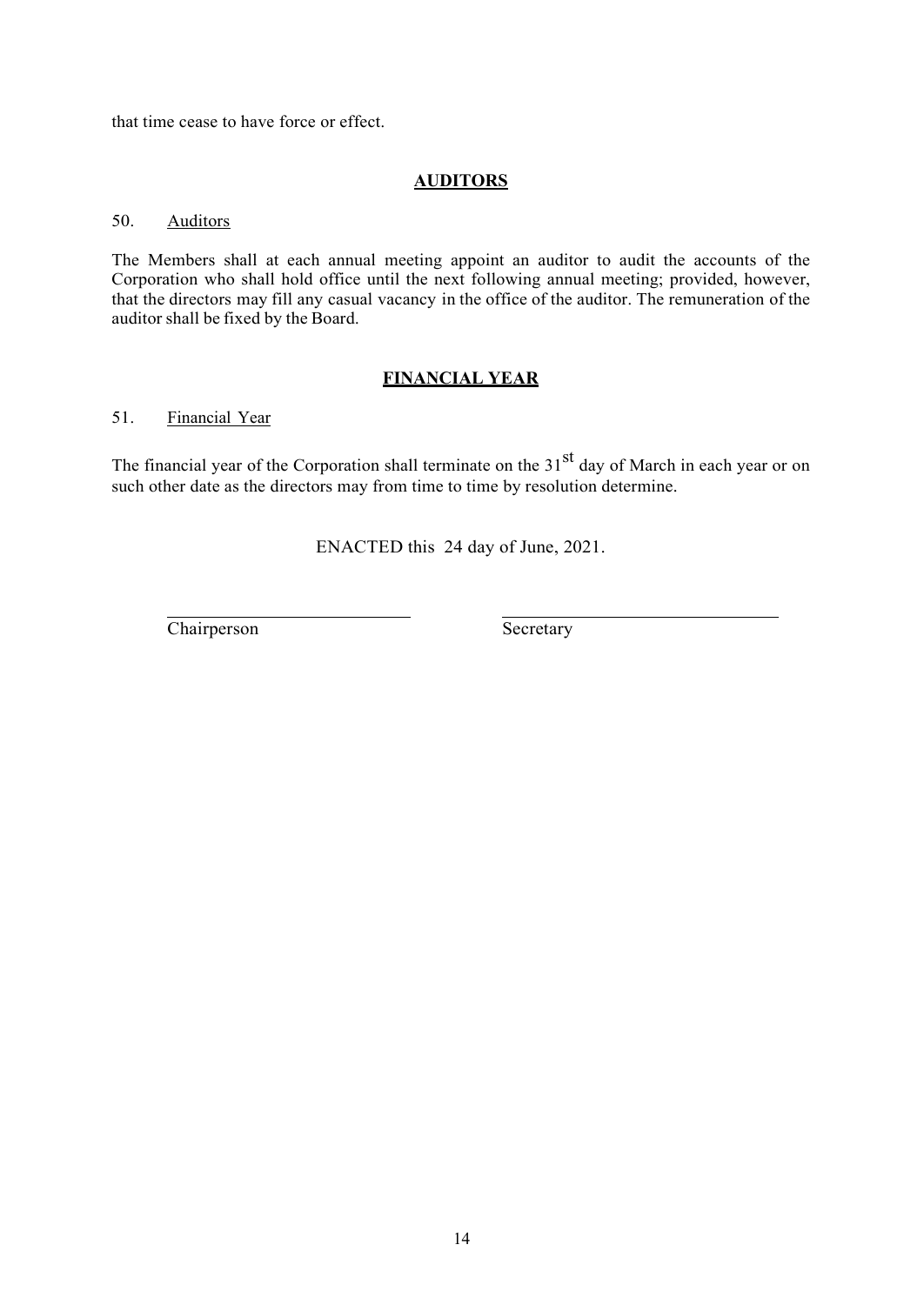that time cease to have force or effect.

## AUDITORS

50. Auditors

The Members shall at each annual meeting appoint an auditor to audit the accounts of the Corporation who shall hold office until the next following annual meeting; provided, however, that the directors may fill any casual vacancy in the office of the auditor. The remuneration of the auditor shall be fixed by the Board.

## FINANCIAL YEAR

51. Financial Year

The financial year of the Corporation shall terminate on the 31st day of March in each year or on such other date as the directors may from time to time by resolution determine.

ENACTED this 24 day of June, 2021.

Chairperson

Secretary